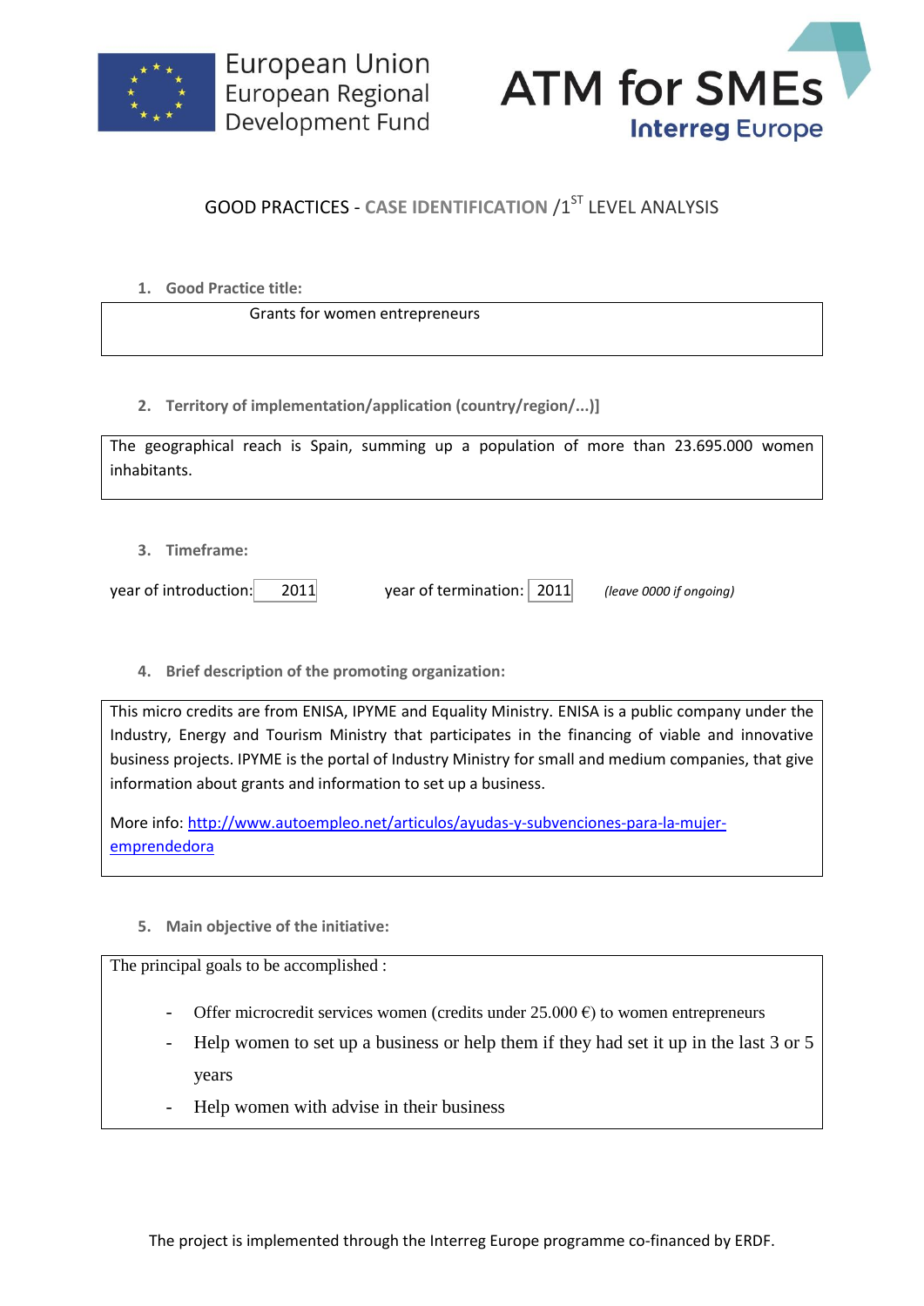European Union
European Regional
Development Fund

ATM for SMEs
Interreg Europe

## GOOD PRACTICES - CASE IDENTIFICATION /1ST LEVEL ANALYSIS

**1. Good Practice title:**

Grants for women entrepreneurs

**2. Territory of implementation/application (country/region/...)]**

The geographical reach is Spain, summing up a population of more than 23.695.000 women inhabitants.

**3. Timeframe:**

year of introduction: 2011 year of termination: 2011 *(leave 0000 if ongoing)*

**4. Brief description of the promoting organization:**

This micro credits are from ENISA, IPYME and Equality Ministry. ENISA is a public company under the Industry, Energy and Tourism Ministry that participates in the financing of viable and innovative business projects. IPYME is the portal of Industry Ministry for small and medium companies, that give information about grants and information to set up a business.

More info: [http://www.autoempleo.net/articulos/ayudas-y-subvenciones-para-la-mujer-emprendedora](http://www.autoempleo.net/articulos/ayudas-y-subvenciones-para-la-mujer-emprendedora)

**5. Main objective of the initiative:**

The principal goals to be accomplished :

- Offer microcredit services women (credits under 25.000 €) to women entrepreneurs
- Help women to set up a business or help them if they had set it up in the last 3 or 5 years
- Help women with advise in their business

The project is implemented through the Interreg Europe programme co-financed by ERDF.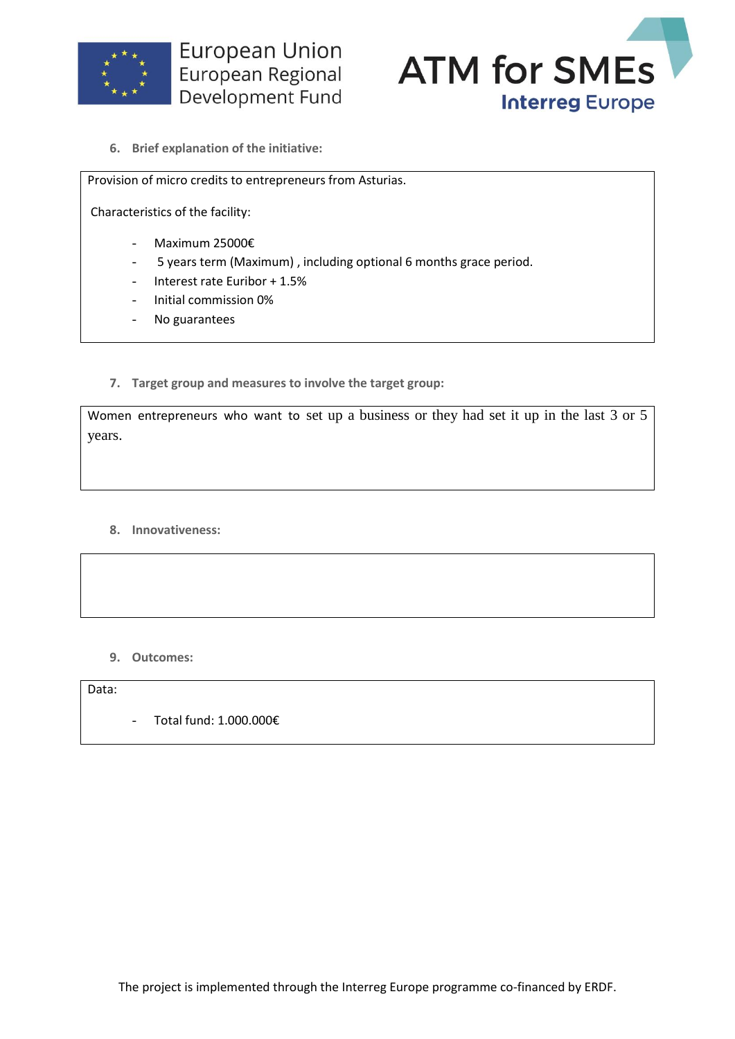6. **Brief explanation of the initiative:**

Provision of micro credits to entrepreneurs from Asturias.

Characteristics of the facility:

- Maximum 25000€
- 5 years term (Maximum) , including optional 6 months grace period.
- Interest rate Euribor + 1.5%
- Initial commission 0%
- No guarantees

7. **Target group and measures to involve the target group:**

Women entrepreneurs who want to set up a business or they had set it up in the last 3 or 5 years.

8. **Innovativeness:**

9. **Outcomes:**

Data:

- Total fund: 1.000.000€